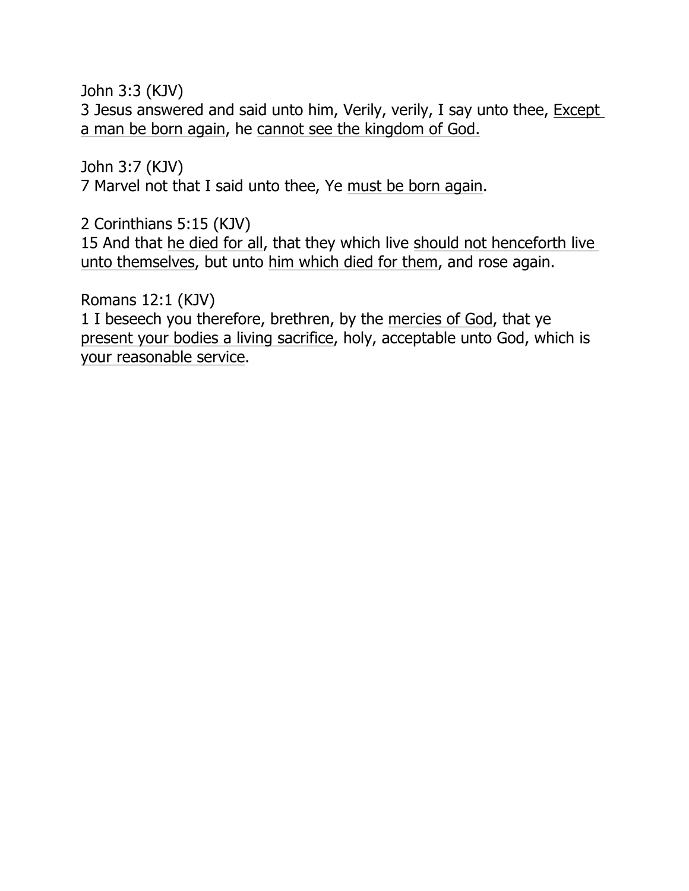John 3:3 (KJV)
3 Jesus answered and said unto him, Verily, verily, I say unto thee, <u>Except a man be born again</u>, he <u>cannot see the kingdom of God.</u>

John 3:7 (KJV)
7 Marvel not that I said unto thee, Ye <u>must be born again</u>.

2 Corinthians 5:15 (KJV)
15 And that <u>he died for all</u>, that they which live <u>should not henceforth live unto themselves</u>, but unto <u>him which died for them</u>, and rose again.

Romans 12:1 (KJV)
1 I beseech you therefore, brethren, by the <u>mercies of God</u>, that ye <u>present your bodies a living sacrifice</u>, holy, acceptable unto God, which is <u>your reasonable service</u>.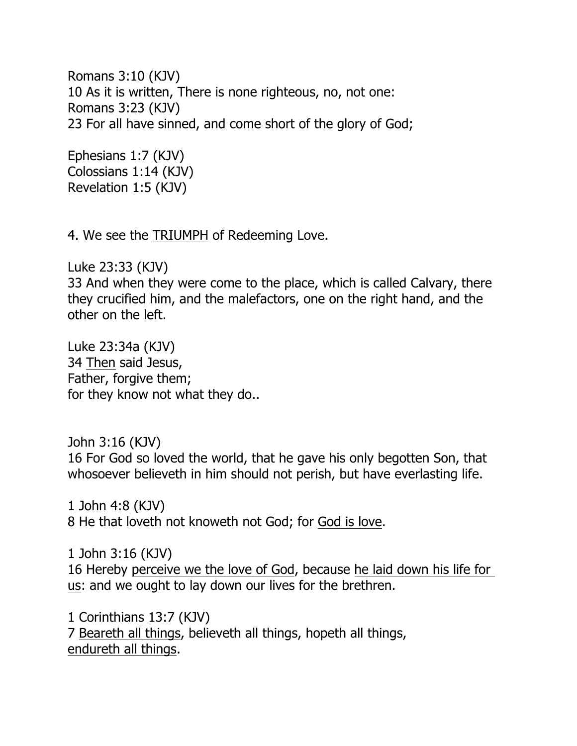Romans 3:10 (KJV)
10 As it is written, There is none righteous, no, not one:
Romans 3:23 (KJV)
23 For all have sinned, and come short of the glory of God;

Ephesians 1:7 (KJV)
Colossians 1:14 (KJV)
Revelation 1:5 (KJV)

4. We see the <u>TRIUMPH</u> of Redeeming Love.

Luke 23:33 (KJV)
33 And when they were come to the place, which is called Calvary, there they crucified him, and the malefactors, one on the right hand, and the other on the left.

Luke 23:34a (KJV)
34 <u>Then</u> said Jesus,
Father, forgive them;
for they know not what they do..

John 3:16 (KJV)
16 For God so loved the world, that he gave his only begotten Son, that whosoever believeth in him should not perish, but have everlasting life.

1 John 4:8 (KJV)
8 He that loveth not knoweth not God; for <u>God is love</u>.

1 John 3:16 (KJV)
16 Hereby <u>perceive we the love of God</u>, because <u>he laid down his life for us</u>: and we ought to lay down our lives for the brethren.

1 Corinthians 13:7 (KJV)
7 <u>Beareth all things</u>, believeth all things, hopeth all things,
<u>endureth all things</u>.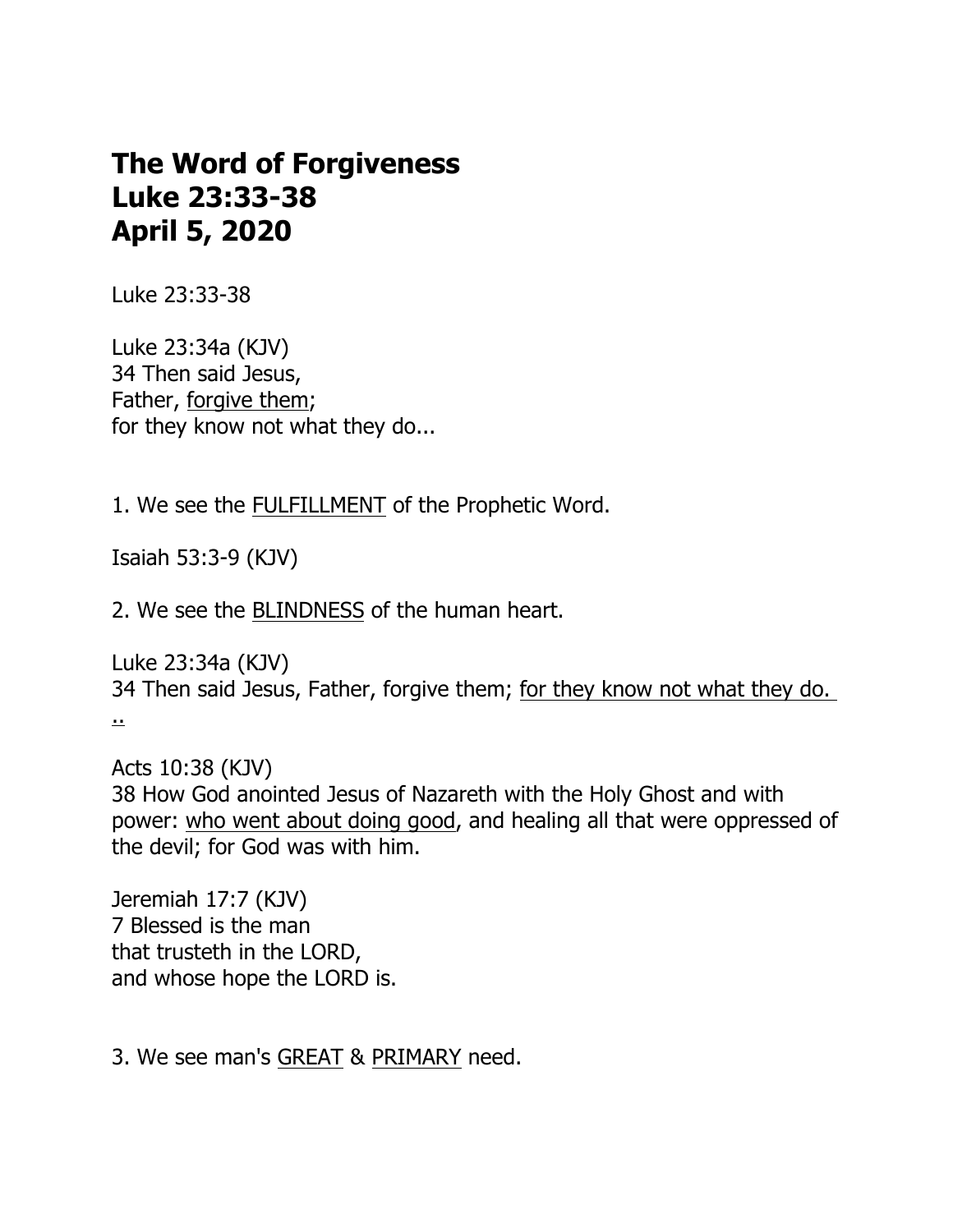# The Word of Forgiveness
# Luke 23:33-38
# April 5, 2020

Luke 23:33-38

Luke 23:34a (KJV)
34 Then said Jesus,
Father, <u>forgive them</u>;
for they know not what they do...

1. We see the <u>FULFILLMENT</u> of the Prophetic Word.

Isaiah 53:3-9 (KJV)

2. We see the <u>BLINDNESS</u> of the human heart.

Luke 23:34a (KJV)
34 Then said Jesus, Father, forgive them; <u>for they know not what they do. ..</u>

Acts 10:38 (KJV)
38 How God anointed Jesus of Nazareth with the Holy Ghost and with power: <u>who went about doing good</u>, and healing all that were oppressed of the devil; for God was with him.

Jeremiah 17:7 (KJV)
7 Blessed is the man
that trusteth in the LORD,
and whose hope the LORD is.

3. We see man's <u>GREAT</u> & <u>PRIMARY</u> need.